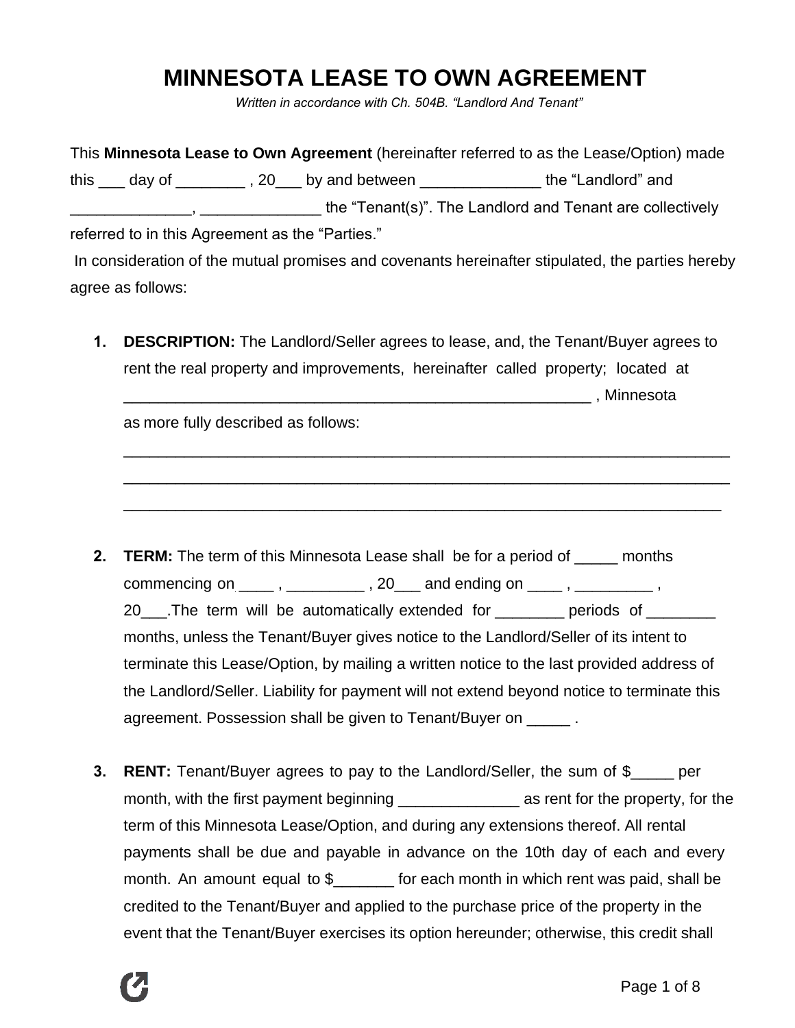# MINNESOTA LEASE TO OWN AGREEMENT

*Written in accordance with Ch. 504B. "Landlord And Tenant"*

This **Minnesota Lease to Own Agreement** (hereinafter referred to as the Lease/Option) made this ___ day of ________ , 20___ by and between ______________ the "Landlord" and ______________, ______________ the "Tenant(s)". The Landlord and Tenant are collectively referred to in this Agreement as the "Parties."

In consideration of the mutual promises and covenants hereinafter stipulated, the parties hereby agree as follows:

1. **DESCRIPTION:** The Landlord/Seller agrees to lease, and, the Tenant/Buyer agrees to rent the real property and improvements, hereinafter called property; located at __________________________________________________________ , Minnesota as more fully described as follows:

   ________________________________________________________________________
   ________________________________________________________________________
   ________________________________________________________________________

2. **TERM:** The term of this Minnesota Lease shall be for a period of _____ months commencing on ____ , _________ , 20___ and ending on ____ , _________ , 20___.The term will be automatically extended for ________ periods of ________ months, unless the Tenant/Buyer gives notice to the Landlord/Seller of its intent to terminate this Lease/Option, by mailing a written notice to the last provided address of the Landlord/Seller. Liability for payment will not extend beyond notice to terminate this agreement. Possession shall be given to Tenant/Buyer on _____ .

3. **RENT:** Tenant/Buyer agrees to pay to the Landlord/Seller, the sum of $_____ per month, with the first payment beginning ______________ as rent for the property, for the term of this Minnesota Lease/Option, and during any extensions thereof. All rental payments shall be due and payable in advance on the 10th day of each and every month. An amount equal to $_______ for each month in which rent was paid, shall be credited to the Tenant/Buyer and applied to the purchase price of the property in the event that the Tenant/Buyer exercises its option hereunder; otherwise, this credit shall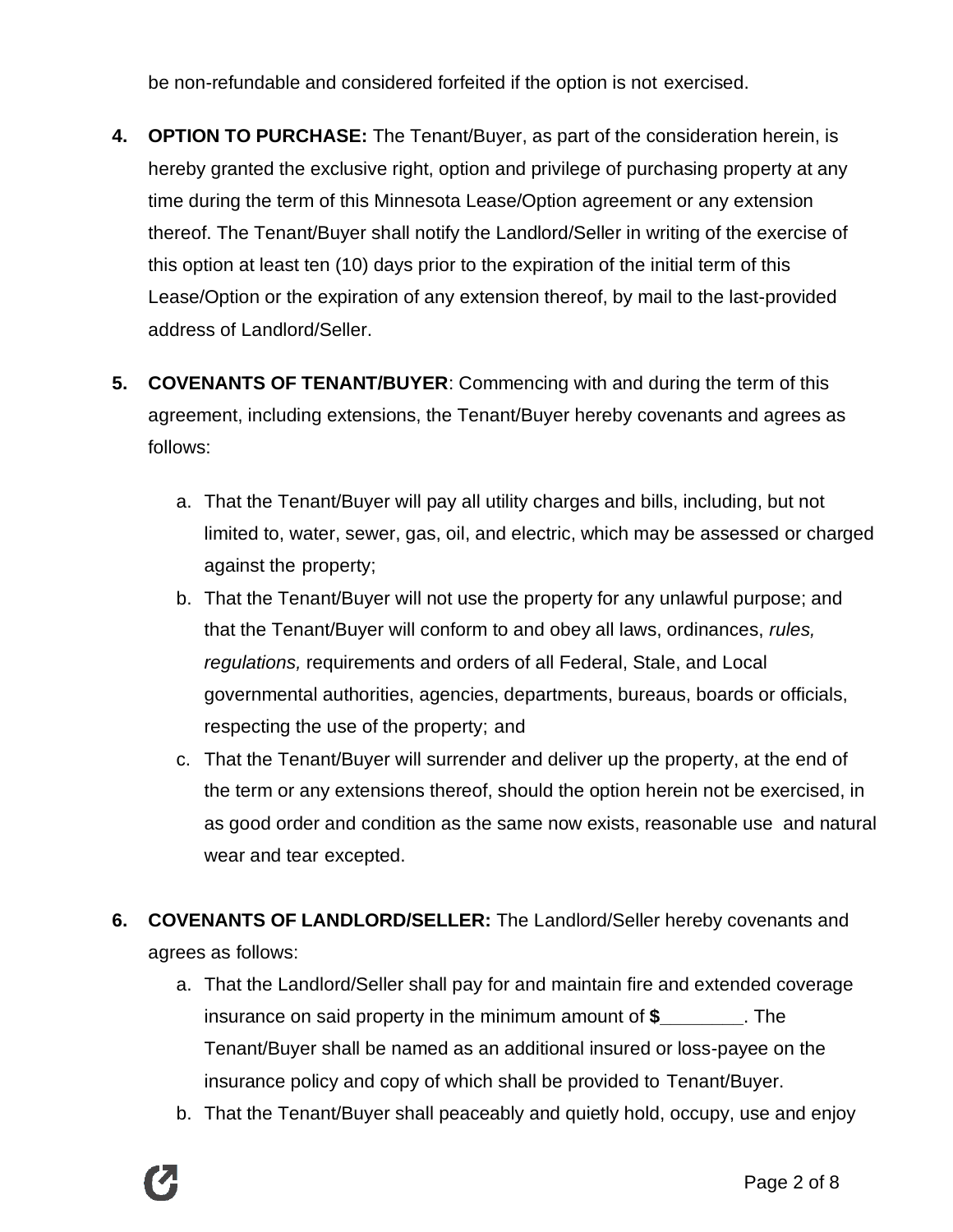be non-refundable and considered forfeited if the option is not exercised.

4. **OPTION TO PURCHASE:** The Tenant/Buyer, as part of the consideration herein, is hereby granted the exclusive right, option and privilege of purchasing property at any time during the term of this Minnesota Lease/Option agreement or any extension thereof. The Tenant/Buyer shall notify the Landlord/Seller in writing of the exercise of this option at least ten (10) days prior to the expiration of the initial term of this Lease/Option or the expiration of any extension thereof, by mail to the last-provided address of Landlord/Seller.

5. **COVENANTS OF TENANT/BUYER**: Commencing with and during the term of this agreement, including extensions, the Tenant/Buyer hereby covenants and agrees as follows:

   a. That the Tenant/Buyer will pay all utility charges and bills, including, but not limited to, water, sewer, gas, oil, and electric, which may be assessed or charged against the property;
   b. That the Tenant/Buyer will not use the property for any unlawful purpose; and that the Tenant/Buyer will conform to and obey all laws, ordinances, *rules, regulations,* requirements and orders of all Federal, Stale, and Local governmental authorities, agencies, departments, bureaus, boards or officials, respecting the use of the property; and
   c. That the Tenant/Buyer will surrender and deliver up the property, at the end of the term or any extensions thereof, should the option herein not be exercised, in as good order and condition as the same now exists, reasonable use and natural wear and tear excepted.

6. **COVENANTS OF LANDLORD/SELLER:** The Landlord/Seller hereby covenants and agrees as follows:

   a. That the Landlord/Seller shall pay for and maintain fire and extended coverage insurance on said property in the minimum amount of **$________**. The Tenant/Buyer shall be named as an additional insured or loss-payee on the insurance policy and copy of which shall be provided to Tenant/Buyer.
   b. That the Tenant/Buyer shall peaceably and quietly hold, occupy, use and enjoy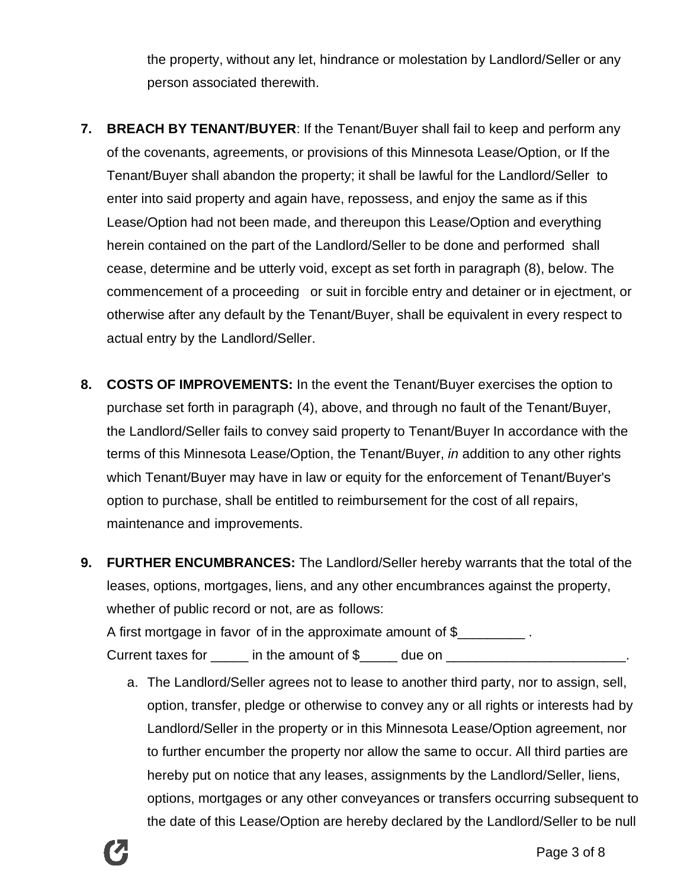the property, without any let, hindrance or molestation by Landlord/Seller or any person associated therewith.

7. **BREACH BY TENANT/BUYER**: If the Tenant/Buyer shall fail to keep and perform any of the covenants, agreements, or provisions of this Minnesota Lease/Option, or If the Tenant/Buyer shall abandon the property; it shall be lawful for the Landlord/Seller to enter into said property and again have, repossess, and enjoy the same as if this Lease/Option had not been made, and thereupon this Lease/Option and everything herein contained on the part of the Landlord/Seller to be done and performed shall cease, determine and be utterly void, except as set forth in paragraph (8), below. The commencement of a proceeding or suit in forcible entry and detainer or in ejectment, or otherwise after any default by the Tenant/Buyer, shall be equivalent in every respect to actual entry by the Landlord/Seller.

8. **COSTS OF IMPROVEMENTS:** In the event the Tenant/Buyer exercises the option to purchase set forth in paragraph (4), above, and through no fault of the Tenant/Buyer, the Landlord/Seller fails to convey said property to Tenant/Buyer In accordance with the terms of this Minnesota Lease/Option, the Tenant/Buyer, *in* addition to any other rights which Tenant/Buyer may have in law or equity for the enforcement of Tenant/Buyer's option to purchase, shall be entitled to reimbursement for the cost of all repairs, maintenance and improvements.

9. **FURTHER ENCUMBRANCES:** The Landlord/Seller hereby warrants that the total of the leases, options, mortgages, liens, and any other encumbrances against the property, whether of public record or not, are as follows:
   A first mortgage in favor of in the approximate amount of $_________ .
   Current taxes for _____ in the amount of $_____ due on ________________________.

   a. The Landlord/Seller agrees not to lease to another third party, nor to assign, sell, option, transfer, pledge or otherwise to convey any or all rights or interests had by Landlord/Seller in the property or in this Minnesota Lease/Option agreement, nor to further encumber the property nor allow the same to occur. All third parties are hereby put on notice that any leases, assignments by the Landlord/Seller, liens, options, mortgages or any other conveyances or transfers occurring subsequent to the date of this Lease/Option are hereby declared by the Landlord/Seller to be null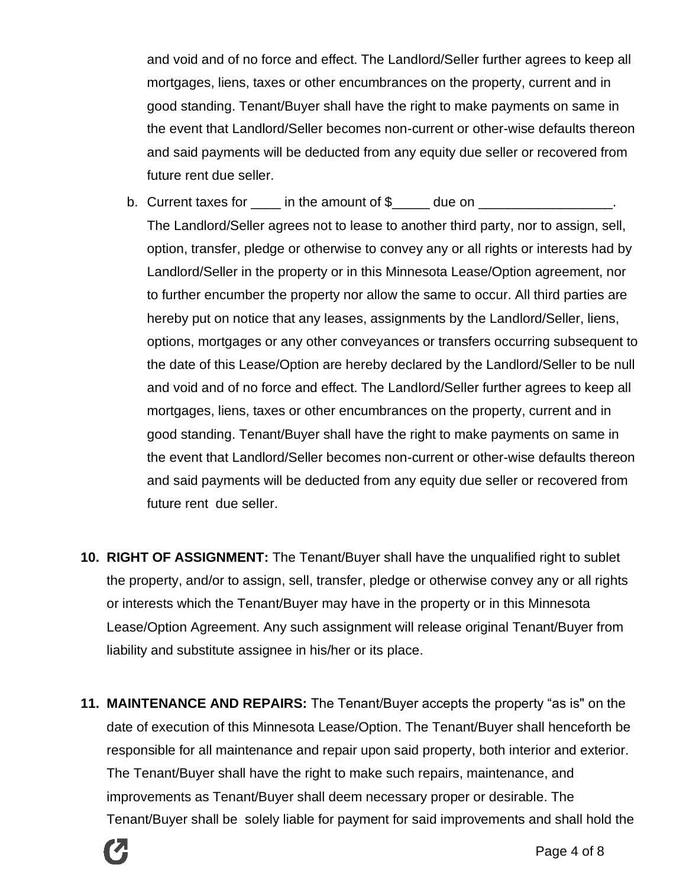and void and of no force and effect. The Landlord/Seller further agrees to keep all mortgages, liens, taxes or other encumbrances on the property, current and in good standing. Tenant/Buyer shall have the right to make payments on same in the event that Landlord/Seller becomes non-current or other-wise defaults thereon and said payments will be deducted from any equity due seller or recovered from future rent due seller.

b. Current taxes for ____ in the amount of $_____ due on __________________. The Landlord/Seller agrees not to lease to another third party, nor to assign, sell, option, transfer, pledge or otherwise to convey any or all rights or interests had by Landlord/Seller in the property or in this Minnesota Lease/Option agreement, nor to further encumber the property nor allow the same to occur. All third parties are hereby put on notice that any leases, assignments by the Landlord/Seller, liens, options, mortgages or any other conveyances or transfers occurring subsequent to the date of this Lease/Option are hereby declared by the Landlord/Seller to be null and void and of no force and effect. The Landlord/Seller further agrees to keep all mortgages, liens, taxes or other encumbrances on the property, current and in good standing. Tenant/Buyer shall have the right to make payments on same in the event that Landlord/Seller becomes non-current or other-wise defaults thereon and said payments will be deducted from any equity due seller or recovered from future rent due seller.

10. **RIGHT OF ASSIGNMENT:** The Tenant/Buyer shall have the unqualified right to sublet the property, and/or to assign, sell, transfer, pledge or otherwise convey any or all rights or interests which the Tenant/Buyer may have in the property or in this Minnesota Lease/Option Agreement. Any such assignment will release original Tenant/Buyer from liability and substitute assignee in his/her or its place.

11. **MAINTENANCE AND REPAIRS:** The Tenant/Buyer accepts the property "as is" on the date of execution of this Minnesota Lease/Option. The Tenant/Buyer shall henceforth be responsible for all maintenance and repair upon said property, both interior and exterior. The Tenant/Buyer shall have the right to make such repairs, maintenance, and improvements as Tenant/Buyer shall deem necessary proper or desirable. The Tenant/Buyer shall be solely liable for payment for said improvements and shall hold the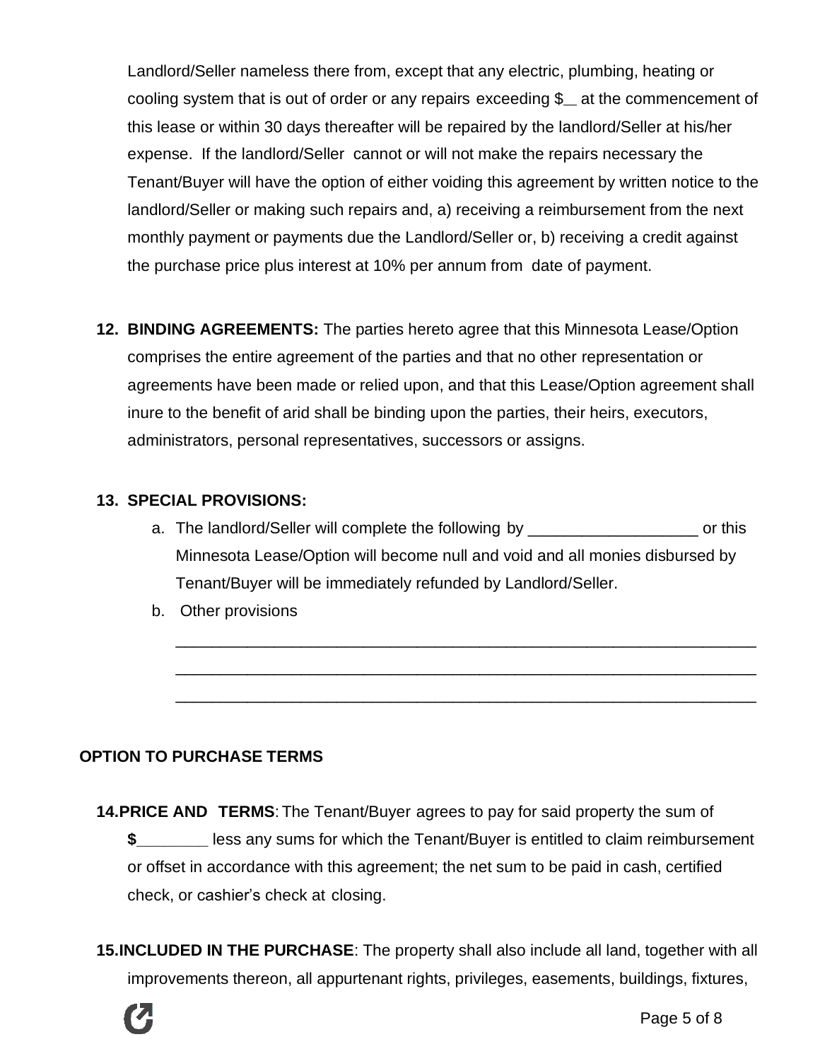Landlord/Seller nameless there from, except that any electric, plumbing, heating or cooling system that is out of order or any repairs exceeding $__ at the commencement of this lease or within 30 days thereafter will be repaired by the landlord/Seller at his/her expense. If the landlord/Seller cannot or will not make the repairs necessary the Tenant/Buyer will have the option of either voiding this agreement by written notice to the landlord/Seller or making such repairs and, a) receiving a reimbursement from the next monthly payment or payments due the Landlord/Seller or, b) receiving a credit against the purchase price plus interest at 10% per annum from date of payment.

12. **BINDING AGREEMENTS:** The parties hereto agree that this Minnesota Lease/Option comprises the entire agreement of the parties and that no other representation or agreements have been made or relied upon, and that this Lease/Option agreement shall inure to the benefit of arid shall be binding upon the parties, their heirs, executors, administrators, personal representatives, successors or assigns.

13. **SPECIAL PROVISIONS:**
    a. The landlord/Seller will complete the following by ___________________ or this Minnesota Lease/Option will become null and void and all monies disbursed by Tenant/Buyer will be immediately refunded by Landlord/Seller.
    b. Other provisions

    ____________________________________________________________________

    ____________________________________________________________________

    ____________________________________________________________________

**OPTION TO PURCHASE TERMS**

14. **PRICE AND TERMS**: The Tenant/Buyer agrees to pay for said property the sum of **$________** less any sums for which the Tenant/Buyer is entitled to claim reimbursement or offset in accordance with this agreement; the net sum to be paid in cash, certified check, or cashier's check at closing.

15. **INCLUDED IN THE PURCHASE**: The property shall also include all land, together with all improvements thereon, all appurtenant rights, privileges, easements, buildings, fixtures,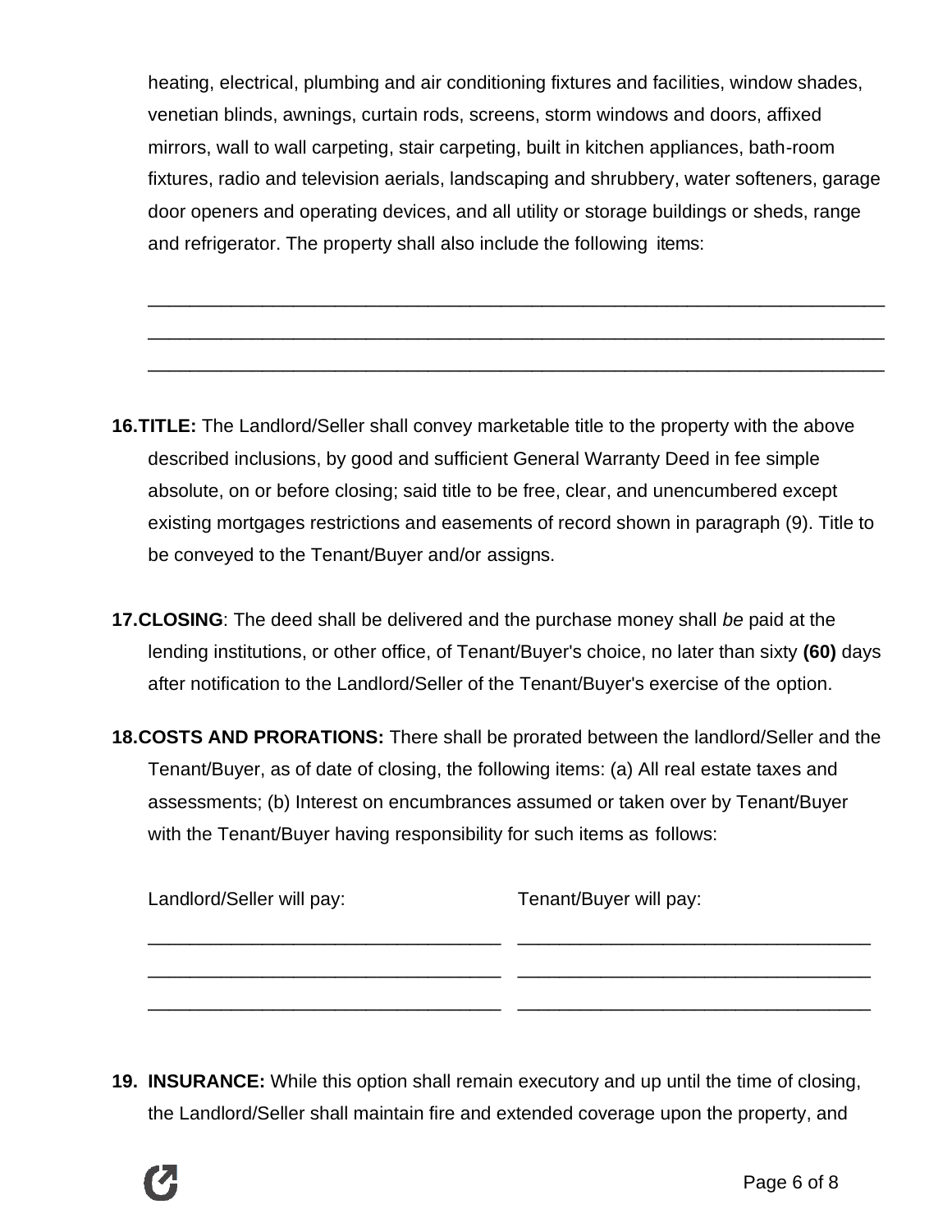heating, electrical, plumbing and air conditioning fixtures and facilities, window shades, venetian blinds, awnings, curtain rods, screens, storm windows and doors, affixed mirrors, wall to wall carpeting, stair carpeting, built in kitchen appliances, bath-room fixtures, radio and television aerials, landscaping and shrubbery, water softeners, garage door openers and operating devices, and all utility or storage buildings or sheds, range and refrigerator. The property shall also include the following items:

______________________________________________________________________
______________________________________________________________________
______________________________________________________________________

**16.TITLE:** The Landlord/Seller shall convey marketable title to the property with the above described inclusions, by good and sufficient General Warranty Deed in fee simple absolute, on or before closing; said title to be free, clear, and unencumbered except existing mortgages restrictions and easements of record shown in paragraph (9). Title to be conveyed to the Tenant/Buyer and/or assigns.

**17.CLOSING**: The deed shall be delivered and the purchase money shall *be* paid at the lending institutions, or other office, of Tenant/Buyer's choice, no later than sixty **(60)** days after notification to the Landlord/Seller of the Tenant/Buyer's exercise of the option.

**18.COSTS AND PRORATIONS:** There shall be prorated between the landlord/Seller and the Tenant/Buyer, as of date of closing, the following items: (a) All real estate taxes and assessments; (b) Interest on encumbrances assumed or taken over by Tenant/Buyer with the Tenant/Buyer having responsibility for such items as follows:

| Landlord/Seller will pay: | Tenant/Buyer will pay: |
|---|---|
| __________________________________ | __________________________________ |
| __________________________________ | __________________________________ |
| __________________________________ | __________________________________ |

**19. INSURANCE:** While this option shall remain executory and up until the time of closing, the Landlord/Seller shall maintain fire and extended coverage upon the property, and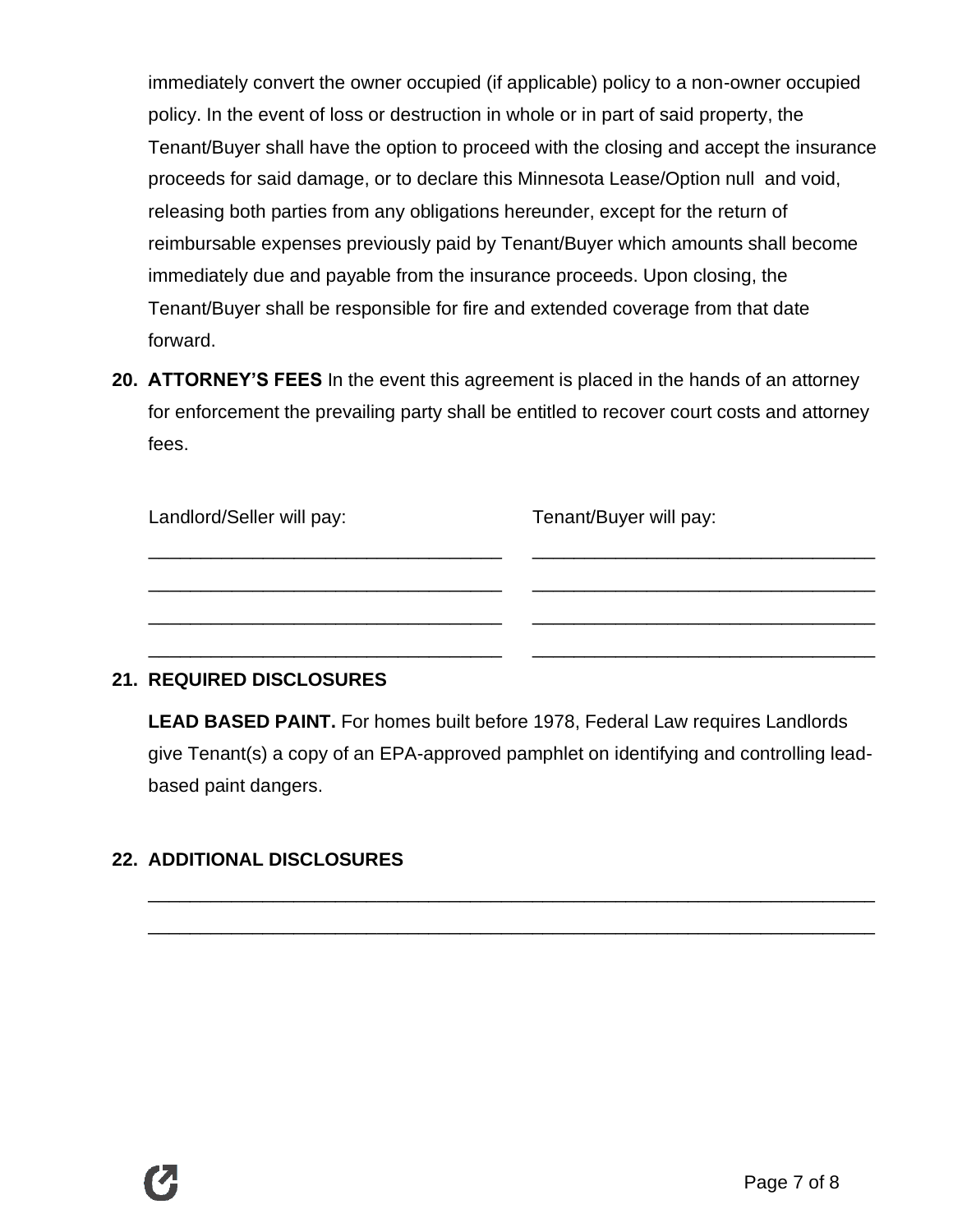immediately convert the owner occupied (if applicable) policy to a non-owner occupied policy. In the event of loss or destruction in whole or in part of said property, the Tenant/Buyer shall have the option to proceed with the closing and accept the insurance proceeds for said damage, or to declare this Minnesota Lease/Option null and void, releasing both parties from any obligations hereunder, except for the return of reimbursable expenses previously paid by Tenant/Buyer which amounts shall become immediately due and payable from the insurance proceeds. Upon closing, the Tenant/Buyer shall be responsible for fire and extended coverage from that date forward.

**20. ATTORNEY'S FEES** In the event this agreement is placed in the hands of an attorney for enforcement the prevailing party shall be entitled to recover court costs and attorney fees.

| Landlord/Seller will pay: | Tenant/Buyer will pay: |
| --- | --- |
| ________________________________ | ________________________________ |
| ________________________________ | ________________________________ |
| ________________________________ | ________________________________ |
| ________________________________ | ________________________________ |

**21. REQUIRED DISCLOSURES**

**LEAD BASED PAINT.** For homes built before 1978, Federal Law requires Landlords give Tenant(s) a copy of an EPA-approved pamphlet on identifying and controlling lead-based paint dangers.

**22. ADDITIONAL DISCLOSURES**

__________________________________________________________________________

__________________________________________________________________________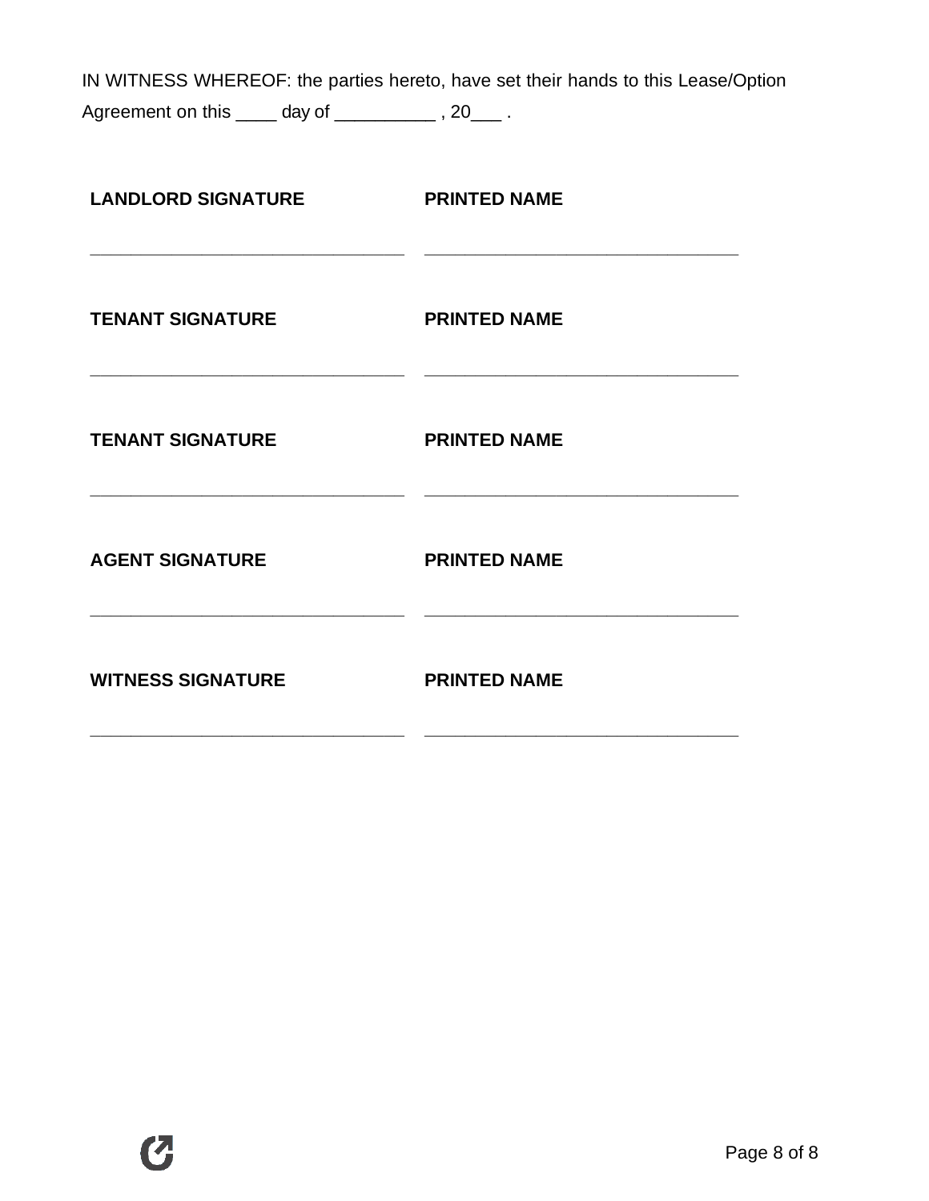IN WITNESS WHEREOF: the parties hereto, have set their hands to this Lease/Option Agreement on this ____ day of __________ , 20___ .

| **LANDLORD SIGNATURE** | **PRINTED NAME** |
| --- | --- |
| ______________________________ | ______________________________ |
| **TENANT SIGNATURE** | **PRINTED NAME** |
| ______________________________ | ______________________________ |
| **TENANT SIGNATURE** | **PRINTED NAME** |
| ______________________________ | ______________________________ |
| **AGENT SIGNATURE** | **PRINTED NAME** |
| ______________________________ | ______________________________ |
| **WITNESS SIGNATURE** | **PRINTED NAME** |
| ______________________________ | ______________________________ |